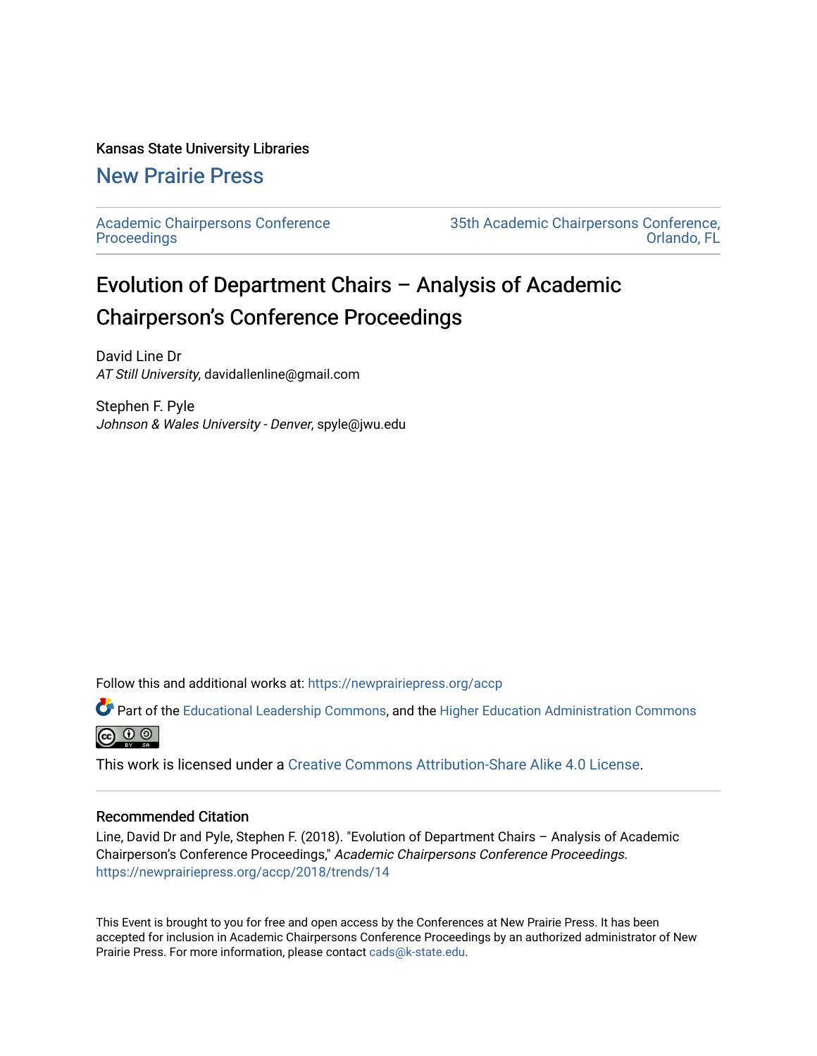Kansas State University Libraries

New Prairie Press

Academic Chairpersons Conference Proceedings

35th Academic Chairpersons Conference, Orlando, FL

# Evolution of Department Chairs – Analysis of Academic Chairperson's Conference Proceedings

David Line Dr
*AT Still University*, davidallenline@gmail.com

Stephen F. Pyle
*Johnson & Wales University - Denver*, spyle@jwu.edu

Follow this and additional works at: https://newprairiepress.org/accp

Part of the Educational Leadership Commons, and the Higher Education Administration Commons

This work is licensed under a Creative Commons Attribution-Share Alike 4.0 License.

## Recommended Citation

Line, David Dr and Pyle, Stephen F. (2018). "Evolution of Department Chairs – Analysis of Academic Chairperson's Conference Proceedings," *Academic Chairpersons Conference Proceedings*. https://newprairiepress.org/accp/2018/trends/14

This Event is brought to you for free and open access by the Conferences at New Prairie Press. It has been accepted for inclusion in Academic Chairpersons Conference Proceedings by an authorized administrator of New Prairie Press. For more information, please contact cads@k-state.edu.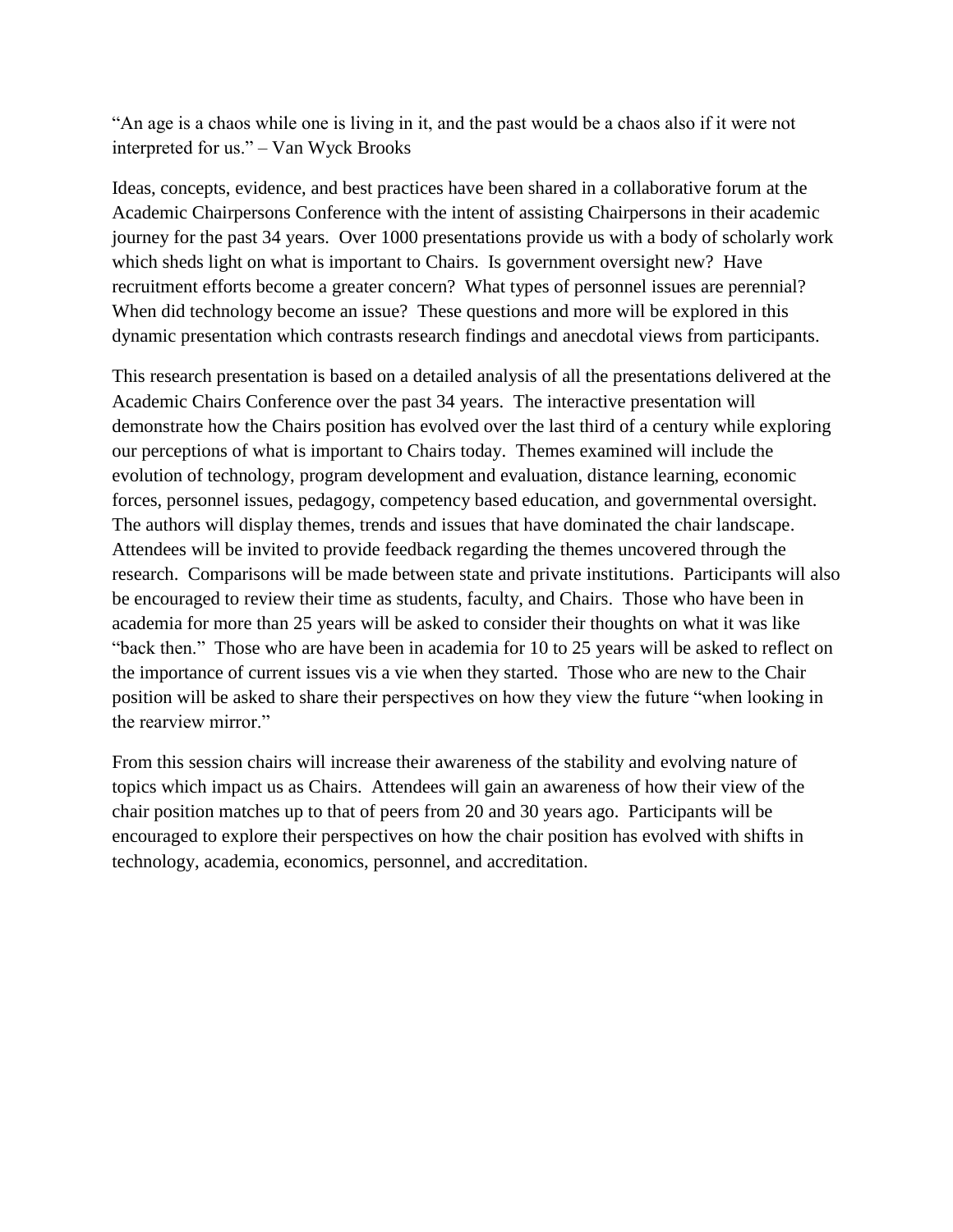"An age is a chaos while one is living in it, and the past would be a chaos also if it were not interpreted for us." – Van Wyck Brooks

Ideas, concepts, evidence, and best practices have been shared in a collaborative forum at the Academic Chairpersons Conference with the intent of assisting Chairpersons in their academic journey for the past 34 years. Over 1000 presentations provide us with a body of scholarly work which sheds light on what is important to Chairs. Is government oversight new? Have recruitment efforts become a greater concern? What types of personnel issues are perennial? When did technology become an issue? These questions and more will be explored in this dynamic presentation which contrasts research findings and anecdotal views from participants.

This research presentation is based on a detailed analysis of all the presentations delivered at the Academic Chairs Conference over the past 34 years. The interactive presentation will demonstrate how the Chairs position has evolved over the last third of a century while exploring our perceptions of what is important to Chairs today. Themes examined will include the evolution of technology, program development and evaluation, distance learning, economic forces, personnel issues, pedagogy, competency based education, and governmental oversight. The authors will display themes, trends and issues that have dominated the chair landscape. Attendees will be invited to provide feedback regarding the themes uncovered through the research. Comparisons will be made between state and private institutions. Participants will also be encouraged to review their time as students, faculty, and Chairs. Those who have been in academia for more than 25 years will be asked to consider their thoughts on what it was like "back then." Those who are have been in academia for 10 to 25 years will be asked to reflect on the importance of current issues vis a vie when they started. Those who are new to the Chair position will be asked to share their perspectives on how they view the future "when looking in the rearview mirror."

From this session chairs will increase their awareness of the stability and evolving nature of topics which impact us as Chairs. Attendees will gain an awareness of how their view of the chair position matches up to that of peers from 20 and 30 years ago. Participants will be encouraged to explore their perspectives on how the chair position has evolved with shifts in technology, academia, economics, personnel, and accreditation.